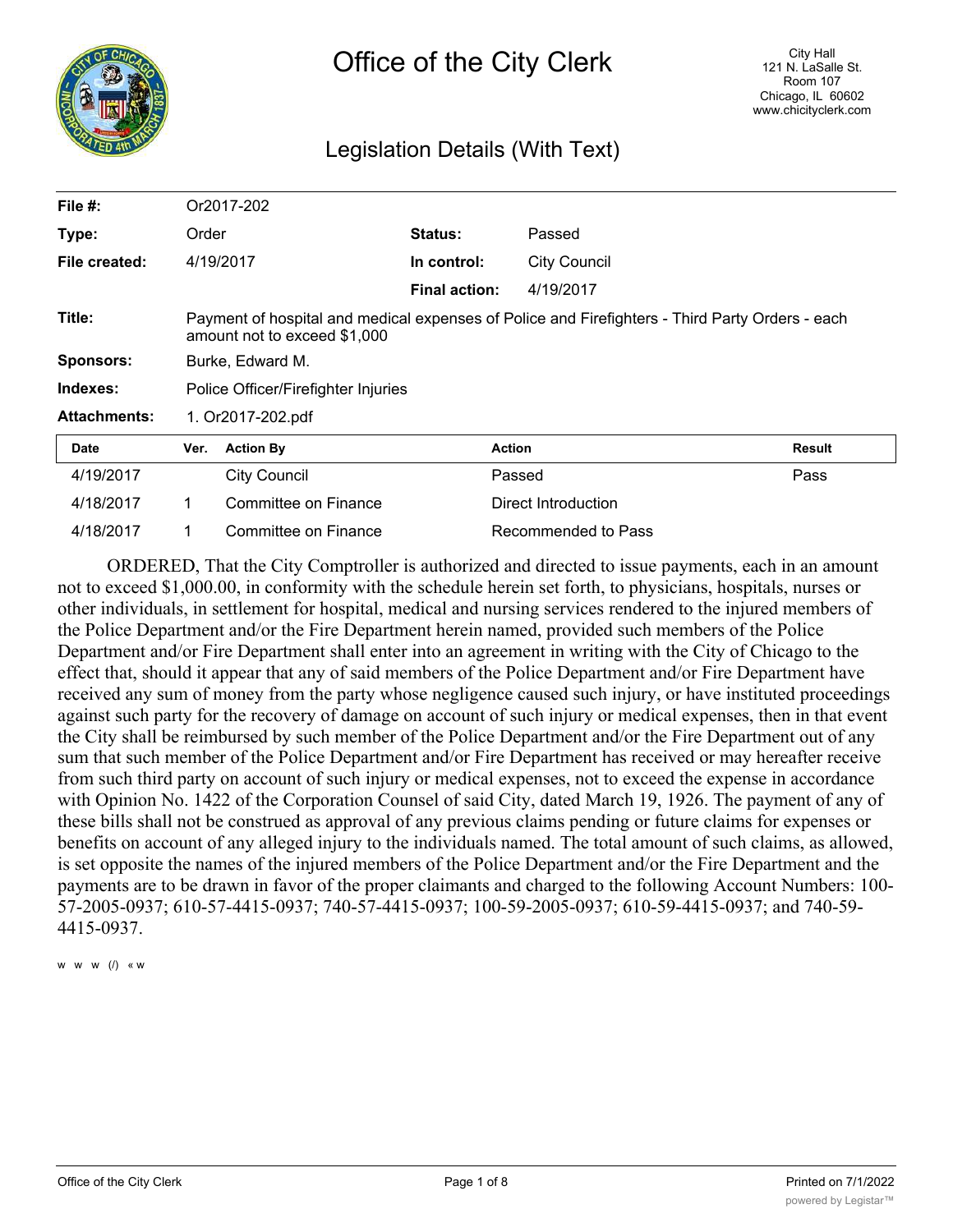# Office of the City Clerk

City Hall
121 N. LaSalle St.
Room 107
Chicago, IL 60602
www.chicityclerk.com

## Legislation Details (With Text)

| | | | |
|---|---|---|---|
| **File #:** | Or2017-202 | | |
| **Type:** | Order | **Status:** | Passed |
| **File created:** | 4/19/2017 | **In control:** | City Council |
| | | **Final action:** | 4/19/2017 |
| **Title:** | Payment of hospital and medical expenses of Police and Firefighters - Third Party Orders - each amount not to exceed $1,000 | | |
| **Sponsors:** | Burke, Edward M. | | |
| **Indexes:** | Police Officer/Firefighter Injuries | | |
| **Attachments:** | 1. Or2017-202.pdf | | |

| Date | Ver. | Action By | Action | Result |
|---|---|---|---|---|
| 4/19/2017 | | City Council | Passed | Pass |
| 4/18/2017 | 1 | Committee on Finance | Direct Introduction | |
| 4/18/2017 | 1 | Committee on Finance | Recommended to Pass | |

ORDERED, That the City Comptroller is authorized and directed to issue payments, each in an amount not to exceed $1,000.00, in conformity with the schedule herein set forth, to physicians, hospitals, nurses or other individuals, in settlement for hospital, medical and nursing services rendered to the injured members of the Police Department and/or the Fire Department herein named, provided such members of the Police Department and/or Fire Department shall enter into an agreement in writing with the City of Chicago to the effect that, should it appear that any of said members of the Police Department and/or Fire Department have received any sum of money from the party whose negligence caused such injury, or have instituted proceedings against such party for the recovery of damage on account of such injury or medical expenses, then in that event the City shall be reimbursed by such member of the Police Department and/or the Fire Department out of any sum that such member of the Police Department and/or Fire Department has received or may hereafter receive from such third party on account of such injury or medical expenses, not to exceed the expense in accordance with Opinion No. 1422 of the Corporation Counsel of said City, dated March 19, 1926. The payment of any of these bills shall not be construed as approval of any previous claims pending or future claims for expenses or benefits on account of any alleged injury to the individuals named. The total amount of such claims, as allowed, is set opposite the names of the injured members of the Police Department and/or the Fire Department and the payments are to be drawn in favor of the proper claimants and charged to the following Account Numbers: 100-57-2005-0937; 610-57-4415-0937; 740-57-4415-0937; 100-59-2005-0937; 610-59-4415-0937; and 740-59-4415-0937.

w w w (/) « w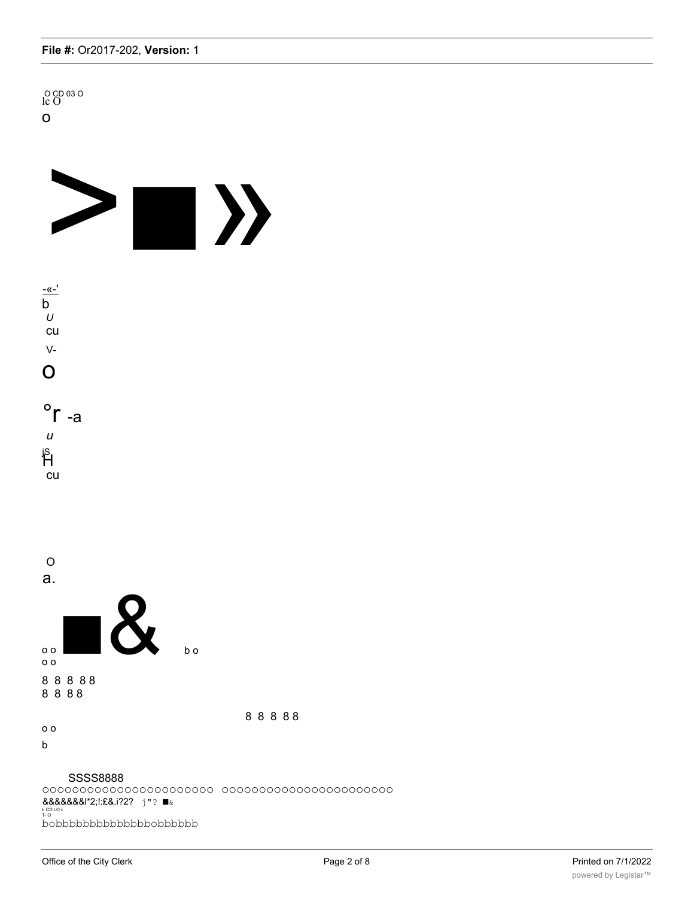O CD 03 O
lc O

o

>■»

-«-'

b

U

cu

V-

o

°r -a

u

iS
H

cu

O

a.

o o ■& b o

o o

8 8 8 88

8 8 88

8 8 8 88

o o

b

SSSS8888

ooooooooooooooooooooooo ooooooooooooooooooooooo

&&&&&&&l*2;!:£&.i?2? j"? ■&

t- CD LO i-
T- O

bobbbbbbbbbbbbbbobbbbbb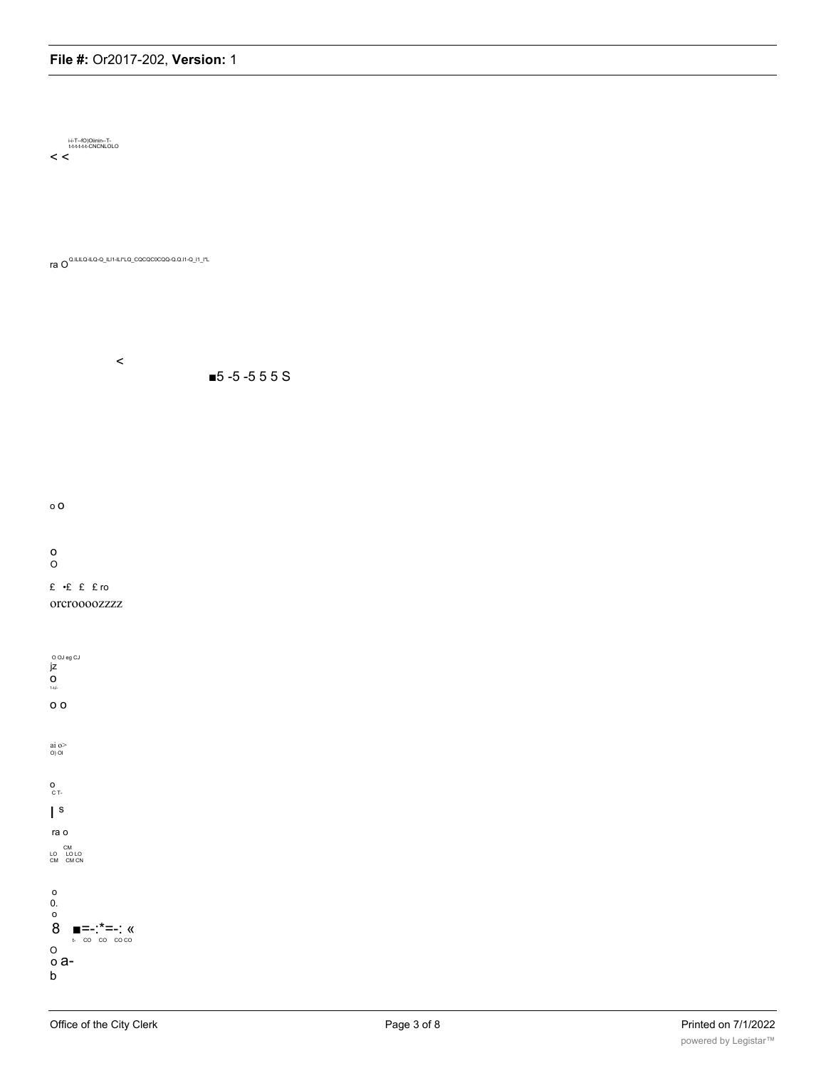i-i-T--fO)Oiinin--T-
t-t-t-t-t-t-CNCNLOLO
< <

ra O Q.ILILQ-ILQ-Q_IL/1-ILI"LQ_CQCQC0CQQ-Q.Q.I1-Q_I1_I"L

<

■5 -5 -5 5 5 S

o O

o
O

£ •£ £ £ ro
orcroooozzzz

O OJ eg CJ
jz
o
1-U-

o o

ai o>
O) Ol

o
C T-

| S

ra o

CM
LO LO LO
CM CM CN

o
0.
o
8 ■=-:*=-: «
t- CO CO CO CO
O
o a-
b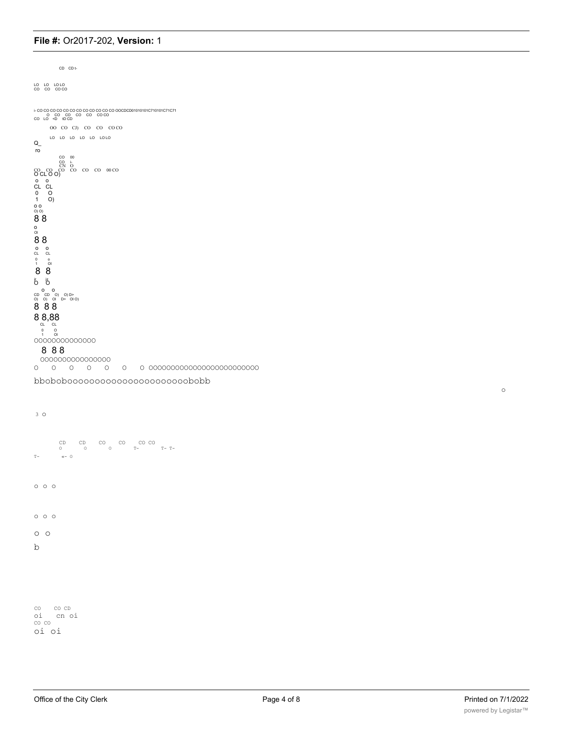CD CD t-

LO LO LO LO
CO CO CO CO

i- CO CO CO CO CO CO CO CO CO CO CO CO CO CO OOCDCD01010101C710101C71C71
O CO CO CO CO CO CO
CO LO <D tD CD

OO CO CJ) CO CO CO CO

LO LO LO LO LO LO LO

Q_
ro

CO 00
CO i-
CN O
CO CO CO CO CO CO 00 CO
O CL O O)

o o
CL CL
0 O
1 O)

o o
O) O)

8 8

o
OI

8 8

o o
CL CL
0 o
1 OI

8 8

o o

o o
CD CD O) O) D>
O) O) OI D> OI O)

8 8 8

8 8,88
CL CL
0 O
1 OI

OOOOOOOOOOOOOO

8 8 8

OOOOOOOOOOOOOOOO

O O O O O O O OOOOOOOOOOOOOOOOOOOOOOOOOOO

bbobobooooooooooooooooooooobobb

o

3 o

CD CD CO CO CO CO
o o o T- T- T-
T- «- o

o o o

o o o

o o

b

CO CO CD
oi cn oi
CO CO
oi oi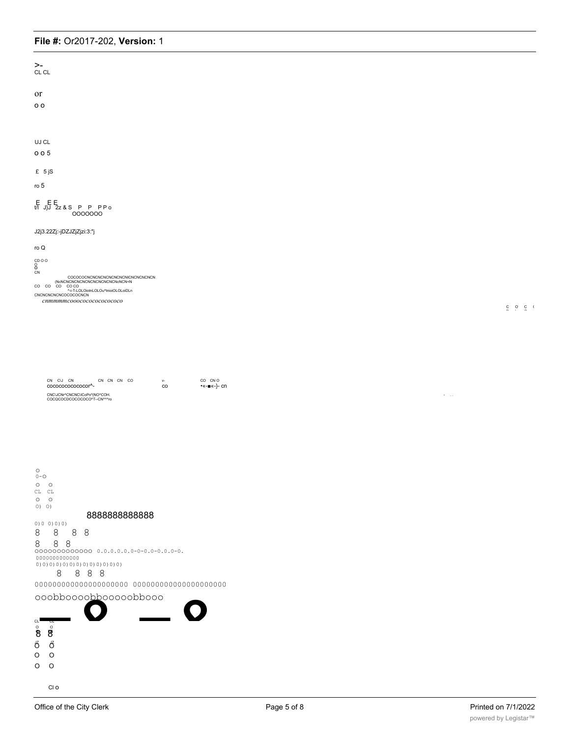>-
CL CL

or

o o

UJ CL

o o 5

£ 5 jS

ro 5

E E E
t/l J)J 2z & S P P P P o
OOOOOOO

J2j3.22Zj:-jDZJZjZjzi:3:"j

ro Q

CD O O
O
O
CN

COCOCOCNCNCNCNCNCNCNICNCNCNCNCN
(NcNCNCNCNCNCNCNCNCNCNcNCN<N
CO CO CO CO CO
^-i-T-LOLOiotnLOLOu^tnioiOLOLoiDLn
CNCNCNCNCNCOCOCOCNCN

*cnmmmmcooococococococoo*

C O C (

CN CiJ CN CN CN CN CO v- CO CN O
cocococococooor^- co •«-■«-)- cn

CNCUCNr^CNCNC\ICoPo^(NO^COH.
COCQCOCDCOCOCOCO^T--CN^^^ro

O
0-O
O O
CL CL
O O
O) O)

8888888888888

0)0 0)0)0)

8 8 8 8

8 8 8

OOOOOOOOOOOOO 0.0.0.0.0.0-0-0.0-0.0.0-0.

0000000000000

0)0)0)0)0)0)0)0)0)0)0)0)0)

8 8 8 8

0000000000000000000000 0000000000000000000000

ooobboooobbooooobbooo

CL CL
O O
8 8
O O
O O
O O

Cl o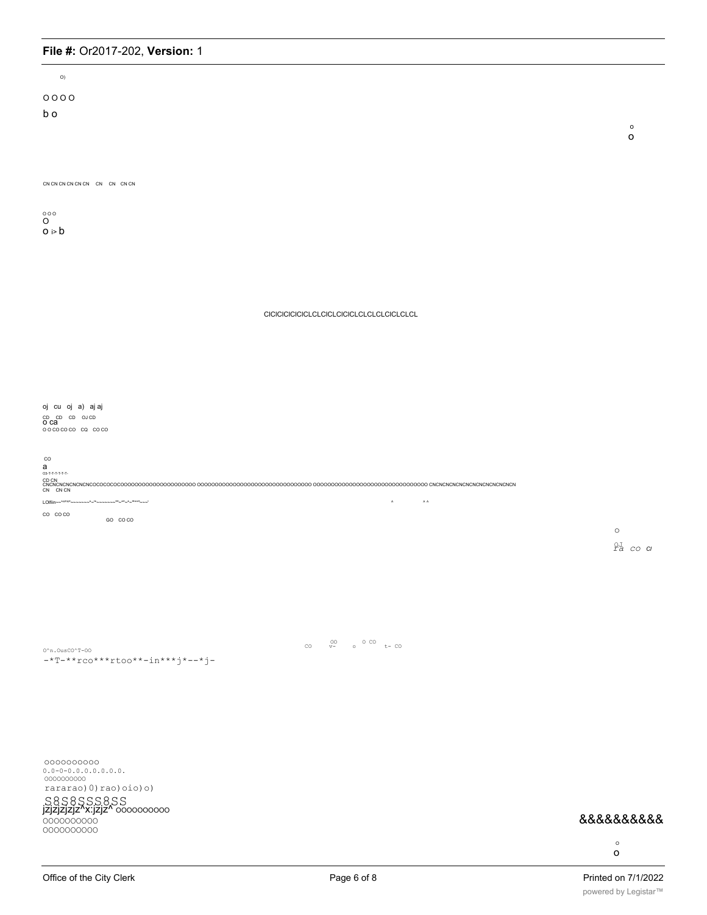O)

O O O O

b o

o
O

CN CN CN CN CN CN CN CN CN CN

O O O
O
O i> b

ClClClClClClCLCLClCLClClCLCLCLCLClCLCLCL

oj cu oj a) aj aj
CD CD CD OJ CD
o ca
O O CO CO CO CQ CO CO

CO
a
03-T-T-T-T-T-T-
CD CN
CNCNCNCNCNCNCOCOCOCOOOOOOOOOOOOOOOOOOOOOO OOOOOOOOOOOOOOOOOOOOOOOOOOOOOOOOO OOOOOOOOOOOOOOOOOOOOOOOOOOOOOOOOO CNCNCNCNCNCNCNCNCNCNCNCN
CN CN CN

LOlfiin~~***^~~~~~~~*~'*~~~~~~~'"~*"~*~****~~~' ^ ^ ^

CO CO CO
GO CO CO

O
OJ
Pa CO Cl

0^n.OusCO^T-OO CO OO v- o O CO t- CO
-*T-**rco***rtoo**-in***j*--*j-

oooooooooo
0.0-0-0.0.0.0.0.0.0.
oooooooooo
rararao)0)rao)oio)o)
S8S8SSS8SS
jzjzjzjzjz^x:jzjz^ oooooooooo
oooooooooo
oooooooooo

&&&&&&&&&&

o
O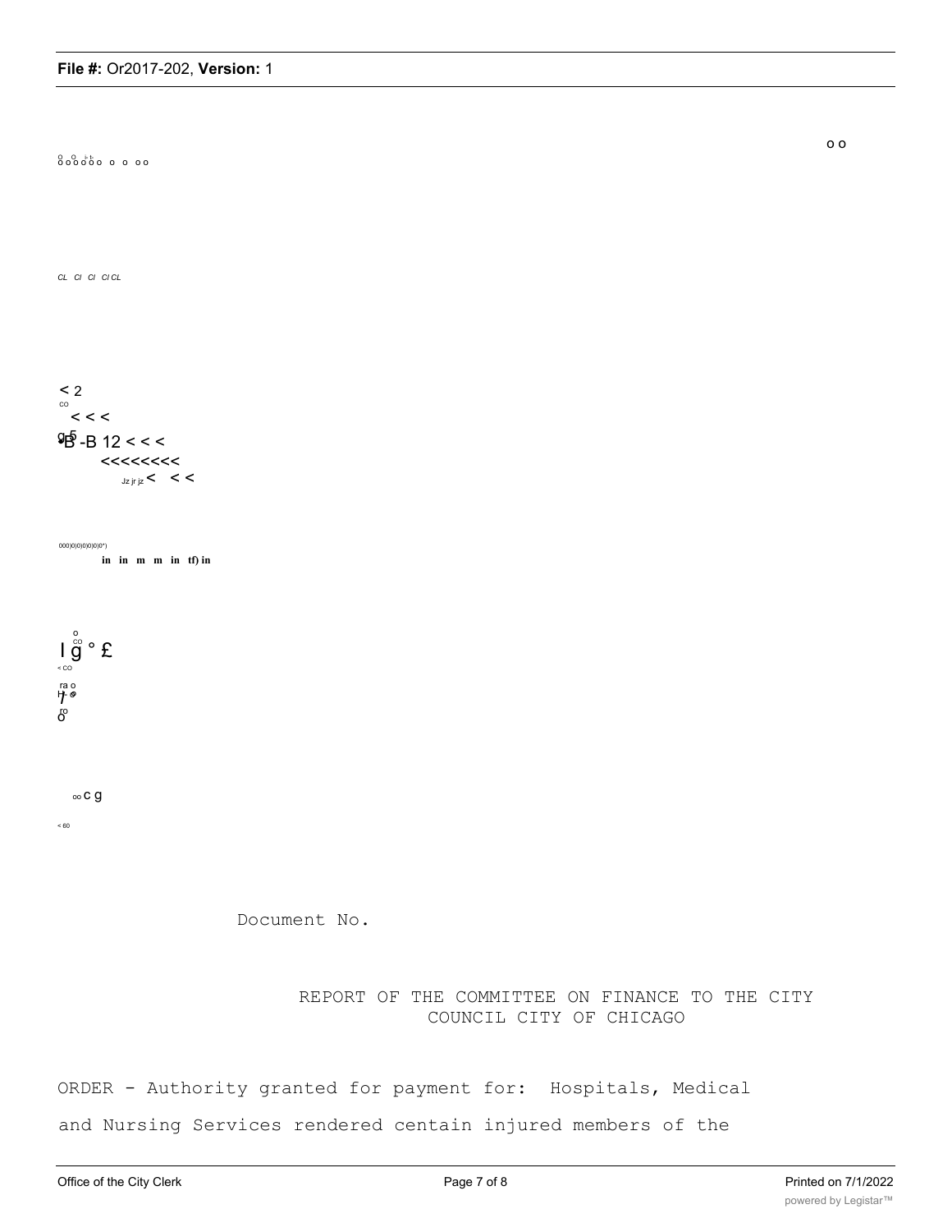Document No.

REPORT OF THE COMMITTEE ON FINANCE TO THE CITY COUNCIL CITY OF CHICAGO

ORDER - Authority granted for payment for: Hospitals, Medical

and Nursing Services rendered centain injured members of the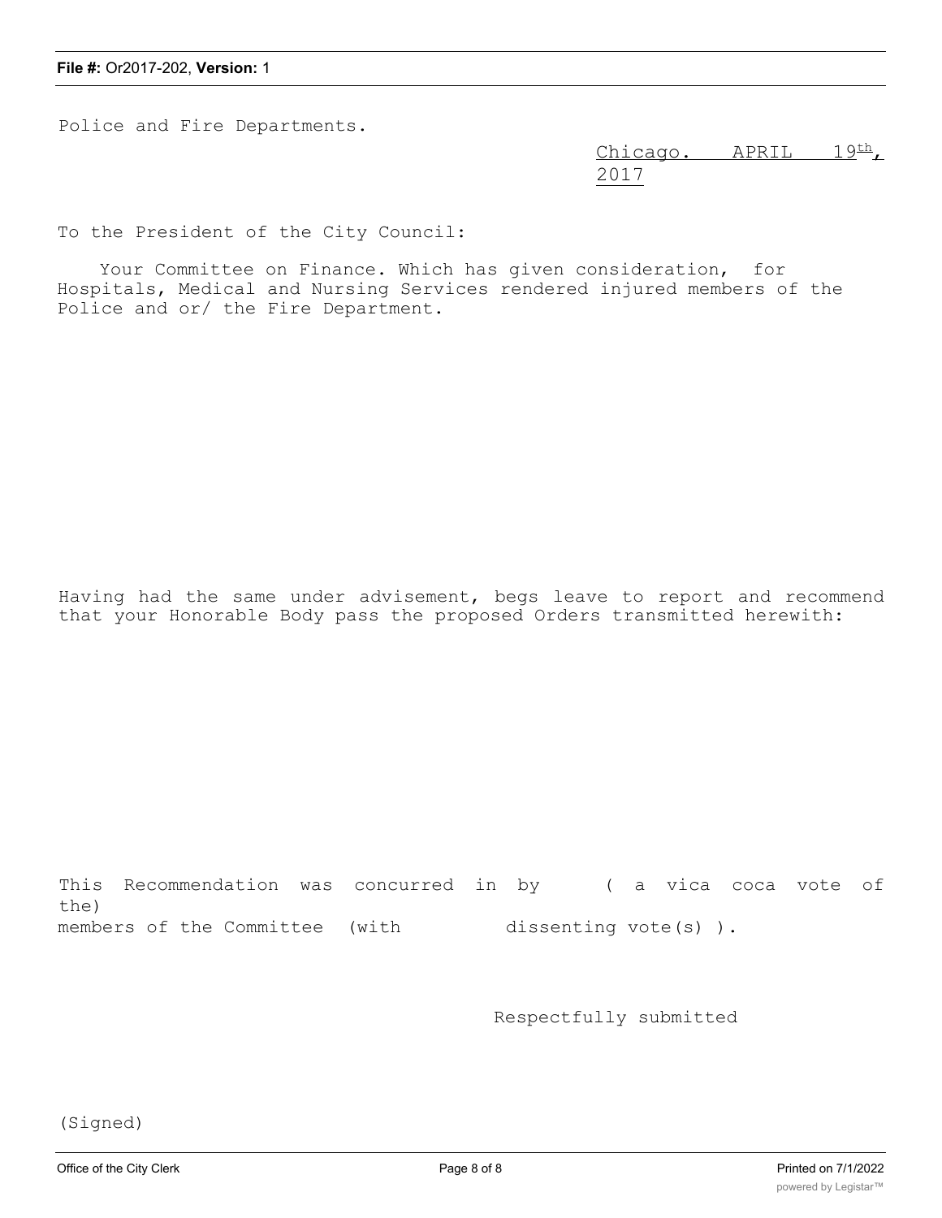Police and Fire Departments.

Chicago. APRIL 19th, 2017

To the President of the City Council:

Your Committee on Finance. Which has given consideration, for Hospitals, Medical and Nursing Services rendered injured members of the Police and or/ the Fire Department.

Having had the same under advisement, begs leave to report and recommend that your Honorable Body pass the proposed Orders transmitted herewith:

This Recommendation was concurred in by ( a vica coca vote of the) members of the Committee (with dissenting vote(s) ).

Respectfully submitted

(Signed)